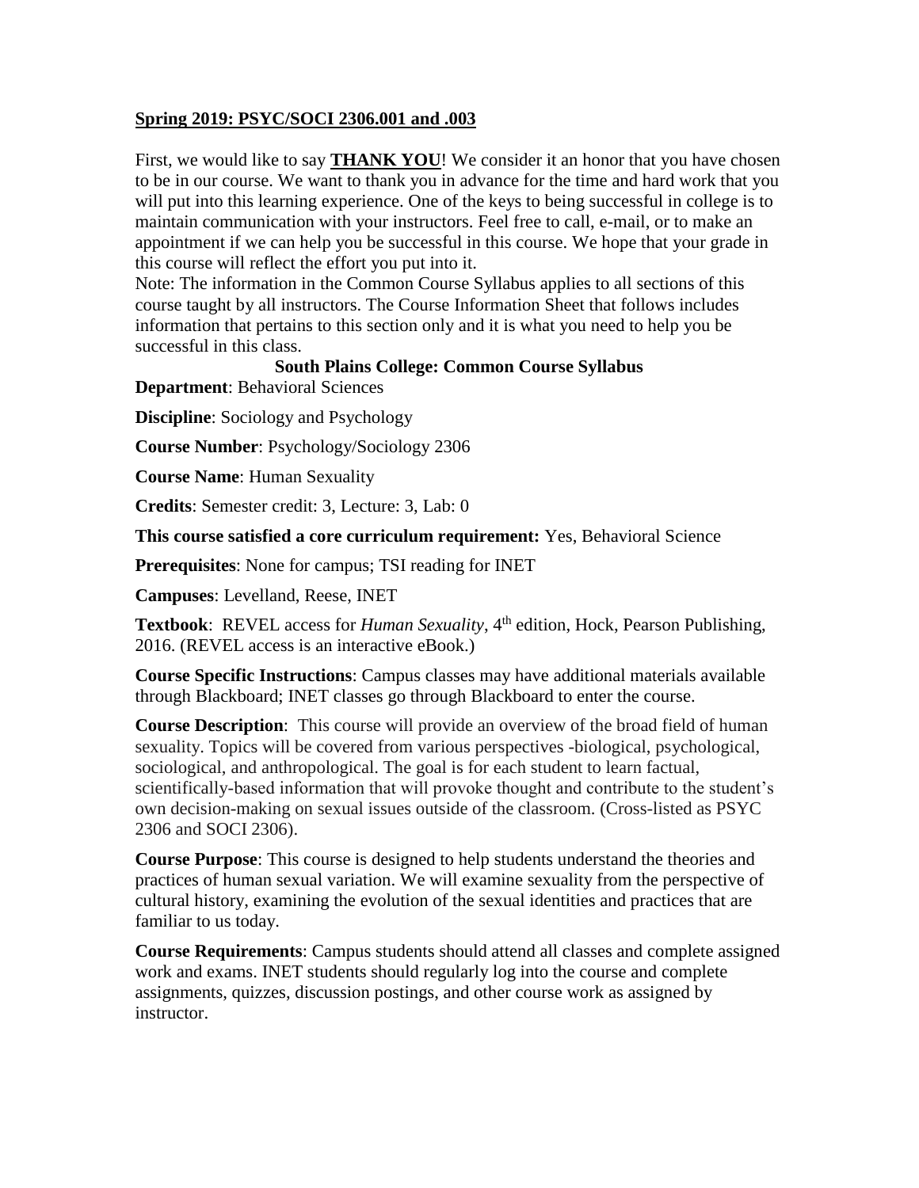**<u>Spring 2019: PSYC/SOCI 2306.001 and .003</u>**

First, we would like to say **<u>THANK YOU</u>**! We consider it an honor that you have chosen to be in our course. We want to thank you in advance for the time and hard work that you will put into this learning experience. One of the keys to being successful in college is to maintain communication with your instructors. Feel free to call, e-mail, or to make an appointment if we can help you be successful in this course. We hope that your grade in this course will reflect the effort you put into it.

Note: The information in the Common Course Syllabus applies to all sections of this course taught by all instructors. The Course Information Sheet that follows includes information that pertains to this section only and it is what you need to help you be successful in this class.

## South Plains College: Common Course Syllabus

**Department**: Behavioral Sciences

**Discipline**: Sociology and Psychology

**Course Number**: Psychology/Sociology 2306

**Course Name**: Human Sexuality

**Credits**: Semester credit: 3, Lecture: 3, Lab: 0

**This course satisfied a core curriculum requirement:** Yes, Behavioral Science

**Prerequisites**: None for campus; TSI reading for INET

**Campuses**: Levelland, Reese, INET

**Textbook**: REVEL access for *Human Sexuality*, 4th edition, Hock, Pearson Publishing, 2016. (REVEL access is an interactive eBook.)

**Course Specific Instructions**: Campus classes may have additional materials available through Blackboard; INET classes go through Blackboard to enter the course.

**Course Description**: This course will provide an overview of the broad field of human sexuality. Topics will be covered from various perspectives -biological, psychological, sociological, and anthropological. The goal is for each student to learn factual, scientifically-based information that will provoke thought and contribute to the student's own decision-making on sexual issues outside of the classroom. (Cross-listed as PSYC 2306 and SOCI 2306).

**Course Purpose**: This course is designed to help students understand the theories and practices of human sexual variation. We will examine sexuality from the perspective of cultural history, examining the evolution of the sexual identities and practices that are familiar to us today.

**Course Requirements**: Campus students should attend all classes and complete assigned work and exams. INET students should regularly log into the course and complete assignments, quizzes, discussion postings, and other course work as assigned by instructor.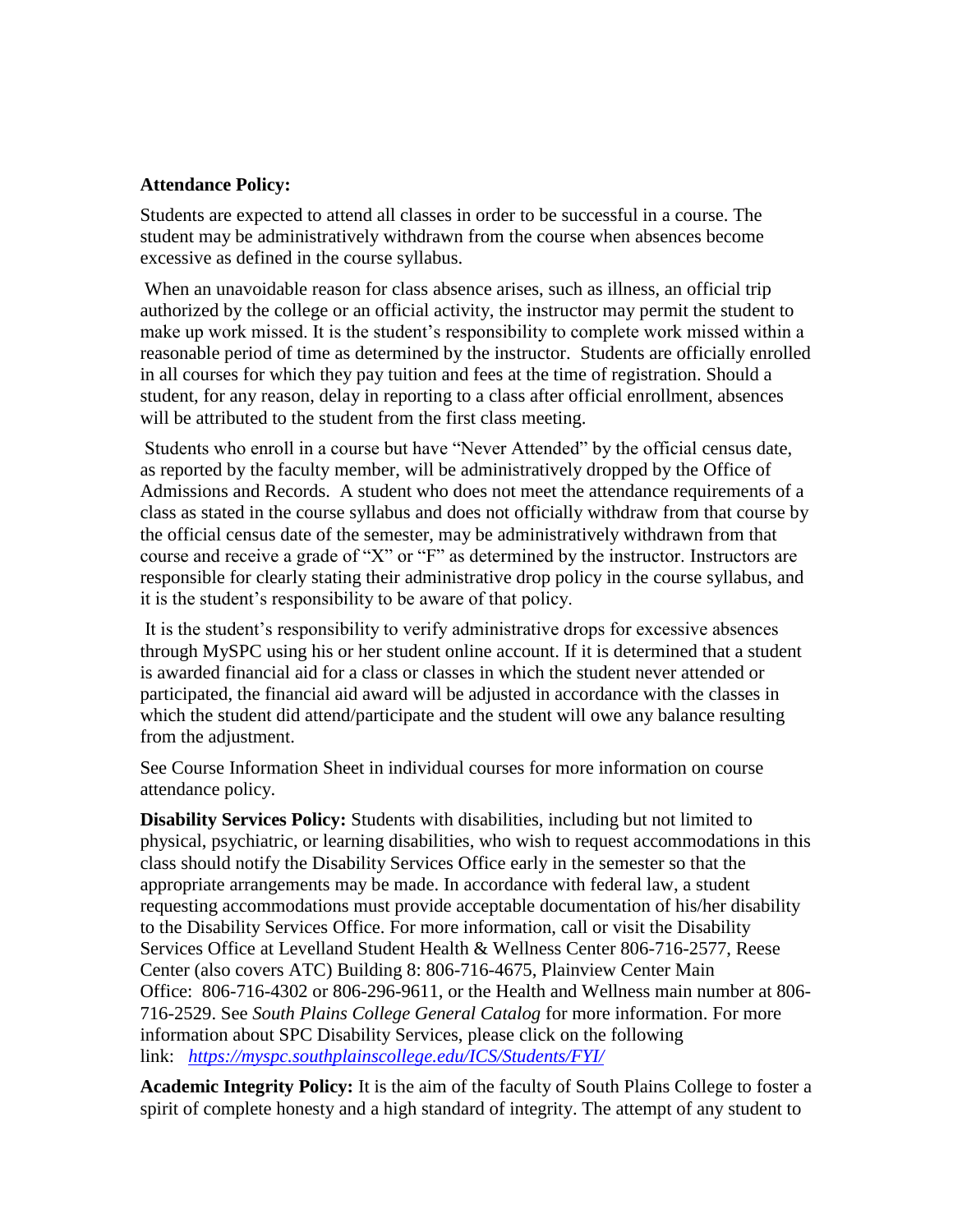**Attendance Policy:**

Students are expected to attend all classes in order to be successful in a course. The student may be administratively withdrawn from the course when absences become excessive as defined in the course syllabus.

When an unavoidable reason for class absence arises, such as illness, an official trip authorized by the college or an official activity, the instructor may permit the student to make up work missed. It is the student's responsibility to complete work missed within a reasonable period of time as determined by the instructor. Students are officially enrolled in all courses for which they pay tuition and fees at the time of registration. Should a student, for any reason, delay in reporting to a class after official enrollment, absences will be attributed to the student from the first class meeting.

Students who enroll in a course but have "Never Attended" by the official census date, as reported by the faculty member, will be administratively dropped by the Office of Admissions and Records. A student who does not meet the attendance requirements of a class as stated in the course syllabus and does not officially withdraw from that course by the official census date of the semester, may be administratively withdrawn from that course and receive a grade of "X" or "F" as determined by the instructor. Instructors are responsible for clearly stating their administrative drop policy in the course syllabus, and it is the student's responsibility to be aware of that policy.

It is the student's responsibility to verify administrative drops for excessive absences through MySPC using his or her student online account. If it is determined that a student is awarded financial aid for a class or classes in which the student never attended or participated, the financial aid award will be adjusted in accordance with the classes in which the student did attend/participate and the student will owe any balance resulting from the adjustment.

See Course Information Sheet in individual courses for more information on course attendance policy.

**Disability Services Policy:** Students with disabilities, including but not limited to physical, psychiatric, or learning disabilities, who wish to request accommodations in this class should notify the Disability Services Office early in the semester so that the appropriate arrangements may be made. In accordance with federal law, a student requesting accommodations must provide acceptable documentation of his/her disability to the Disability Services Office. For more information, call or visit the Disability Services Office at Levelland Student Health & Wellness Center 806-716-2577, Reese Center (also covers ATC) Building 8: 806-716-4675, Plainview Center Main Office: 806-716-4302 or 806-296-9611, or the Health and Wellness main number at 806-716-2529. See *South Plains College General Catalog* for more information. For more information about SPC Disability Services, please click on the following link: *https://myspc.southplainscollege.edu/ICS/Students/FYI/*

**Academic Integrity Policy:** It is the aim of the faculty of South Plains College to foster a spirit of complete honesty and a high standard of integrity. The attempt of any student to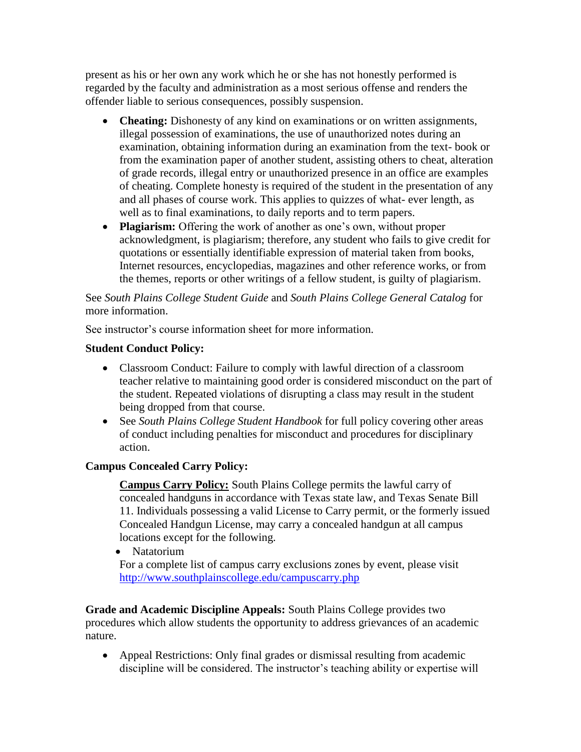present as his or her own any work which he or she has not honestly performed is regarded by the faculty and administration as a most serious offense and renders the offender liable to serious consequences, possibly suspension.

- **Cheating:** Dishonesty of any kind on examinations or on written assignments, illegal possession of examinations, the use of unauthorized notes during an examination, obtaining information during an examination from the text- book or from the examination paper of another student, assisting others to cheat, alteration of grade records, illegal entry or unauthorized presence in an office are examples of cheating. Complete honesty is required of the student in the presentation of any and all phases of course work. This applies to quizzes of what- ever length, as well as to final examinations, to daily reports and to term papers.
- **Plagiarism:** Offering the work of another as one's own, without proper acknowledgment, is plagiarism; therefore, any student who fails to give credit for quotations or essentially identifiable expression of material taken from books, Internet resources, encyclopedias, magazines and other reference works, or from the themes, reports or other writings of a fellow student, is guilty of plagiarism.

See *South Plains College Student Guide* and *South Plains College General Catalog* for more information.

See instructor's course information sheet for more information.

**Student Conduct Policy:**

- Classroom Conduct: Failure to comply with lawful direction of a classroom teacher relative to maintaining good order is considered misconduct on the part of the student. Repeated violations of disrupting a class may result in the student being dropped from that course.
- See *South Plains College Student Handbook* for full policy covering other areas of conduct including penalties for misconduct and procedures for disciplinary action.

**Campus Concealed Carry Policy:**

**Campus Carry Policy:** South Plains College permits the lawful carry of concealed handguns in accordance with Texas state law, and Texas Senate Bill 11. Individuals possessing a valid License to Carry permit, or the formerly issued Concealed Handgun License, may carry a concealed handgun at all campus locations except for the following.

- Natatorium

For a complete list of campus carry exclusions zones by event, please visit http://www.southplainscollege.edu/campuscarry.php

**Grade and Academic Discipline Appeals:** South Plains College provides two procedures which allow students the opportunity to address grievances of an academic nature.

- Appeal Restrictions: Only final grades or dismissal resulting from academic discipline will be considered. The instructor's teaching ability or expertise will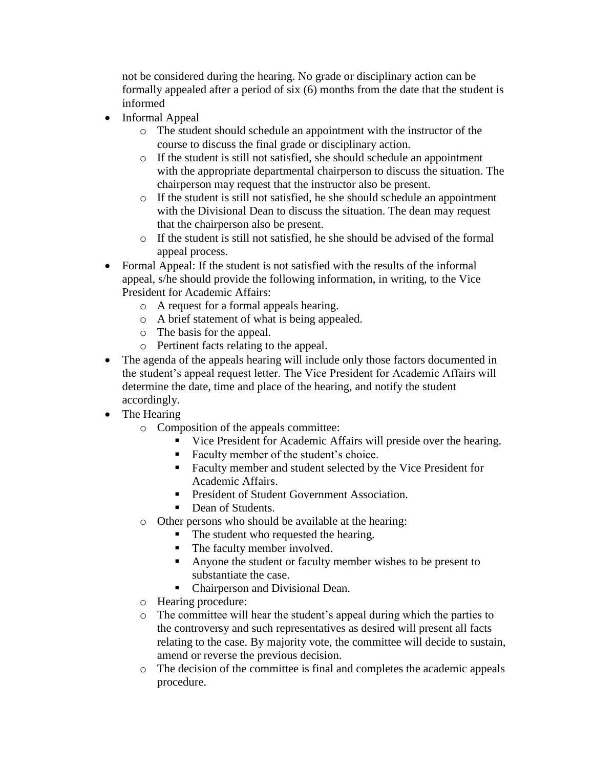not be considered during the hearing. No grade or disciplinary action can be formally appealed after a period of six (6) months from the date that the student is informed

- Informal Appeal
  - The student should schedule an appointment with the instructor of the course to discuss the final grade or disciplinary action.
  - If the student is still not satisfied, she should schedule an appointment with the appropriate departmental chairperson to discuss the situation. The chairperson may request that the instructor also be present.
  - If the student is still not satisfied, he she should schedule an appointment with the Divisional Dean to discuss the situation. The dean may request that the chairperson also be present.
  - If the student is still not satisfied, he she should be advised of the formal appeal process.
- Formal Appeal: If the student is not satisfied with the results of the informal appeal, s/he should provide the following information, in writing, to the Vice President for Academic Affairs:
  - A request for a formal appeals hearing.
  - A brief statement of what is being appealed.
  - The basis for the appeal.
  - Pertinent facts relating to the appeal.
- The agenda of the appeals hearing will include only those factors documented in the student's appeal request letter. The Vice President for Academic Affairs will determine the date, time and place of the hearing, and notify the student accordingly.
- The Hearing
  - Composition of the appeals committee:
    - Vice President for Academic Affairs will preside over the hearing.
    - Faculty member of the student's choice.
    - Faculty member and student selected by the Vice President for Academic Affairs.
    - President of Student Government Association.
    - Dean of Students.
  - Other persons who should be available at the hearing:
    - The student who requested the hearing.
    - The faculty member involved.
    - Anyone the student or faculty member wishes to be present to substantiate the case.
    - Chairperson and Divisional Dean.
  - Hearing procedure:
  - The committee will hear the student's appeal during which the parties to the controversy and such representatives as desired will present all facts relating to the case. By majority vote, the committee will decide to sustain, amend or reverse the previous decision.
  - The decision of the committee is final and completes the academic appeals procedure.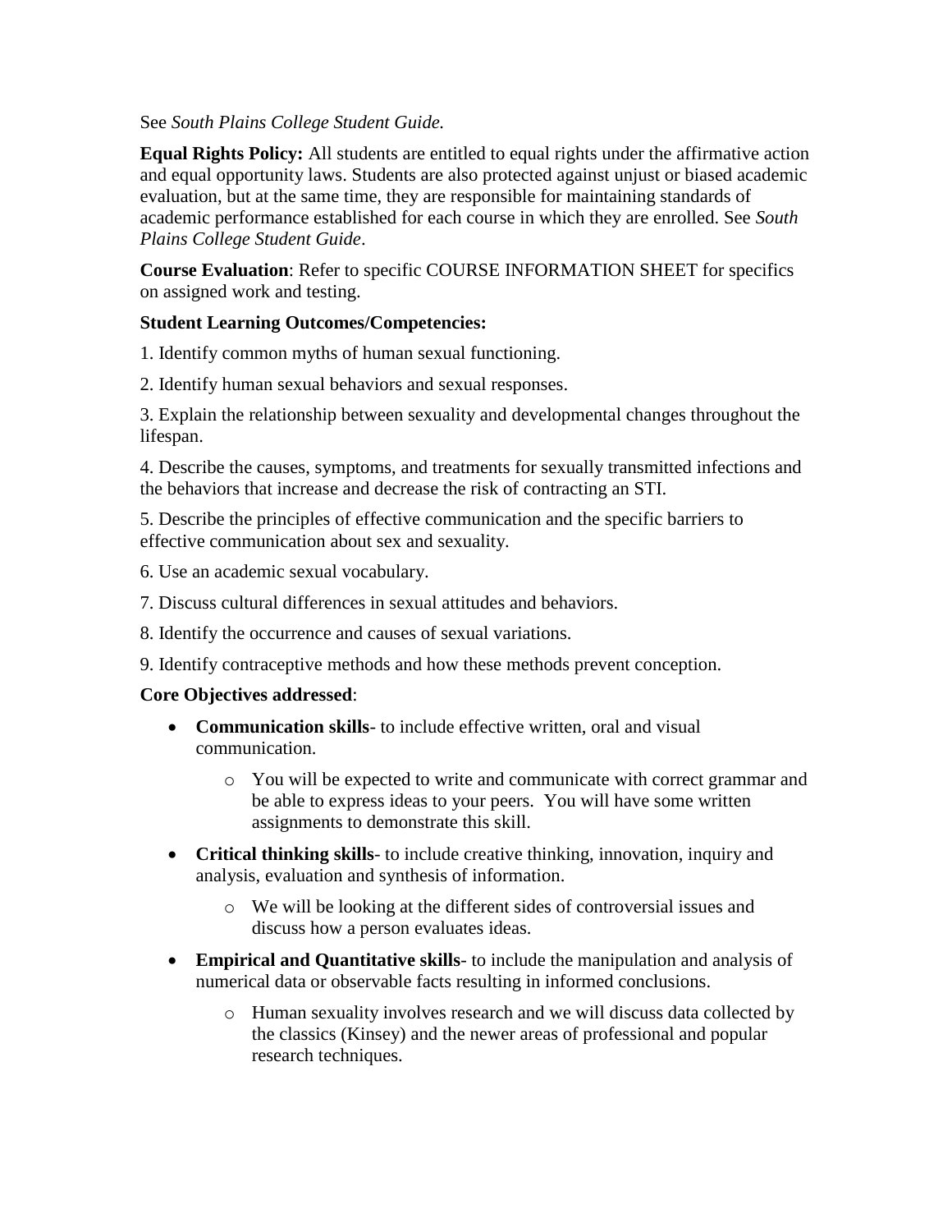See *South Plains College Student Guide.*

**Equal Rights Policy:** All students are entitled to equal rights under the affirmative action and equal opportunity laws. Students are also protected against unjust or biased academic evaluation, but at the same time, they are responsible for maintaining standards of academic performance established for each course in which they are enrolled. See *South Plains College Student Guide*.

**Course Evaluation**: Refer to specific COURSE INFORMATION SHEET for specifics on assigned work and testing.

**Student Learning Outcomes/Competencies:**

1. Identify common myths of human sexual functioning.

2. Identify human sexual behaviors and sexual responses.

3. Explain the relationship between sexuality and developmental changes throughout the lifespan.

4. Describe the causes, symptoms, and treatments for sexually transmitted infections and the behaviors that increase and decrease the risk of contracting an STI.

5. Describe the principles of effective communication and the specific barriers to effective communication about sex and sexuality.

6. Use an academic sexual vocabulary.

7. Discuss cultural differences in sexual attitudes and behaviors.

8. Identify the occurrence and causes of sexual variations.

9. Identify contraceptive methods and how these methods prevent conception.

**Core Objectives addressed**:

- **Communication skills**- to include effective written, oral and visual communication.
  - You will be expected to write and communicate with correct grammar and be able to express ideas to your peers. You will have some written assignments to demonstrate this skill.
- **Critical thinking skills**- to include creative thinking, innovation, inquiry and analysis, evaluation and synthesis of information.
  - We will be looking at the different sides of controversial issues and discuss how a person evaluates ideas.
- **Empirical and Quantitative skills**- to include the manipulation and analysis of numerical data or observable facts resulting in informed conclusions.
  - Human sexuality involves research and we will discuss data collected by the classics (Kinsey) and the newer areas of professional and popular research techniques.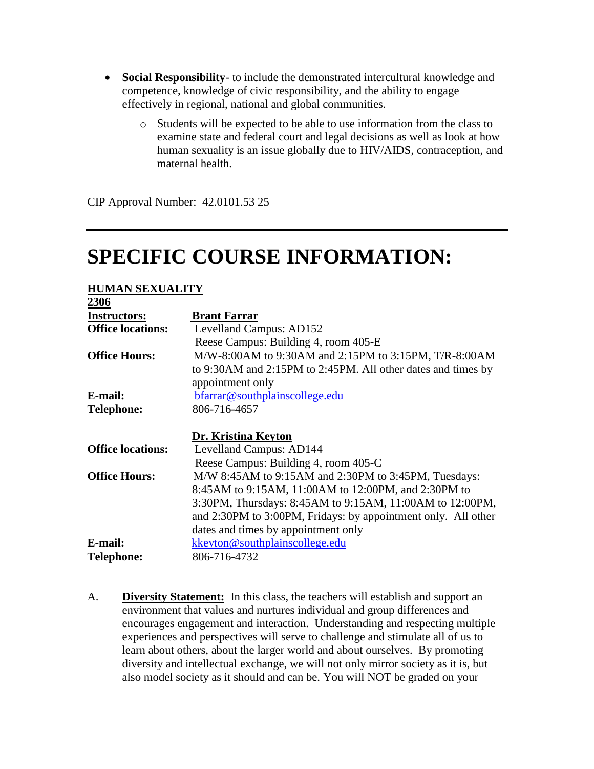- **Social Responsibility**- to include the demonstrated intercultural knowledge and competence, knowledge of civic responsibility, and the ability to engage effectively in regional, national and global communities.
    - Students will be expected to be able to use information from the class to examine state and federal court and legal decisions as well as look at how human sexuality is an issue globally due to HIV/AIDS, contraception, and maternal health.

CIP Approval Number: 42.0101.53 25

---

# SPECIFIC COURSE INFORMATION:

**HUMAN SEXUALITY 2306**

| | |
|---|---|
| **Instructors:** | **Brant Farrar** |
| **Office locations:** | Levelland Campus: AD152<br>Reese Campus: Building 4, room 405-E |
| **Office Hours:** | M/W-8:00AM to 9:30AM and 2:15PM to 3:15PM, T/R-8:00AM to 9:30AM and 2:15PM to 2:45PM. All other dates and times by appointment only |
| **E-mail:** | bfarrar@southplainscollege.edu |
| **Telephone:** | 806-716-4657 |
| | **Dr. Kristina Keyton** |
| **Office locations:** | Levelland Campus: AD144<br>Reese Campus: Building 4, room 405-C |
| **Office Hours:** | M/W 8:45AM to 9:15AM and 2:30PM to 3:45PM, Tuesdays: 8:45AM to 9:15AM, 11:00AM to 12:00PM, and 2:30PM to 3:30PM, Thursdays: 8:45AM to 9:15AM, 11:00AM to 12:00PM, and 2:30PM to 3:00PM, Fridays: by appointment only. All other dates and times by appointment only |
| **E-mail:** | kkeyton@southplainscollege.edu |
| **Telephone:** | 806-716-4732 |

A. **Diversity Statement:** In this class, the teachers will establish and support an environment that values and nurtures individual and group differences and encourages engagement and interaction. Understanding and respecting multiple experiences and perspectives will serve to challenge and stimulate all of us to learn about others, about the larger world and about ourselves. By promoting diversity and intellectual exchange, we will not only mirror society as it is, but also model society as it should and can be. You will NOT be graded on your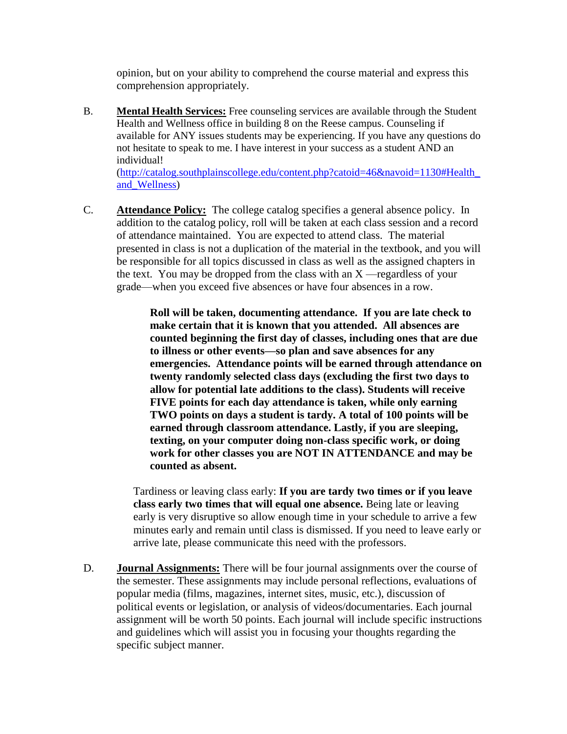opinion, but on your ability to comprehend the course material and express this comprehension appropriately.

B. **Mental Health Services:** Free counseling services are available through the Student Health and Wellness office in building 8 on the Reese campus. Counseling if available for ANY issues students may be experiencing. If you have any questions do not hesitate to speak to me. I have interest in your success as a student AND an individual! ([http://catalog.southplainscollege.edu/content.php?catoid=46&navoid=1130#Health_and_Wellness](http://catalog.southplainscollege.edu/content.php?catoid=46&navoid=1130#Health_and_Wellness))

C. **Attendance Policy:** The college catalog specifies a general absence policy. In addition to the catalog policy, roll will be taken at each class session and a record of attendance maintained. You are expected to attend class. The material presented in class is not a duplication of the material in the textbook, and you will be responsible for all topics discussed in class as well as the assigned chapters in the text. You may be dropped from the class with an X —regardless of your grade—when you exceed five absences or have four absences in a row.

> **Roll will be taken, documenting attendance. If you are late check to make certain that it is known that you attended. All absences are counted beginning the first day of classes, including ones that are due to illness or other events—so plan and save absences for any emergencies. Attendance points will be earned through attendance on twenty randomly selected class days (excluding the first two days to allow for potential late additions to the class). Students will receive FIVE points for each day attendance is taken, while only earning TWO points on days a student is tardy. A total of 100 points will be earned through classroom attendance. Lastly, if you are sleeping, texting, on your computer doing non-class specific work, or doing work for other classes you are NOT IN ATTENDANCE and may be counted as absent.**

Tardiness or leaving class early: **If you are tardy two times or if you leave class early two times that will equal one absence.** Being late or leaving early is very disruptive so allow enough time in your schedule to arrive a few minutes early and remain until class is dismissed. If you need to leave early or arrive late, please communicate this need with the professors.

D. **Journal Assignments:** There will be four journal assignments over the course of the semester. These assignments may include personal reflections, evaluations of popular media (films, magazines, internet sites, music, etc.), discussion of political events or legislation, or analysis of videos/documentaries. Each journal assignment will be worth 50 points. Each journal will include specific instructions and guidelines which will assist you in focusing your thoughts regarding the specific subject manner.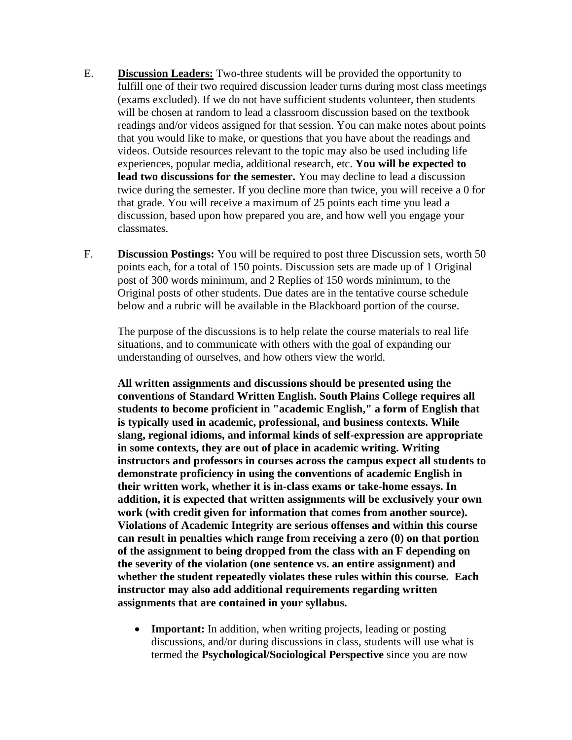E. **Discussion Leaders:** Two-three students will be provided the opportunity to fulfill one of their two required discussion leader turns during most class meetings (exams excluded). If we do not have sufficient students volunteer, then students will be chosen at random to lead a classroom discussion based on the textbook readings and/or videos assigned for that session. You can make notes about points that you would like to make, or questions that you have about the readings and videos. Outside resources relevant to the topic may also be used including life experiences, popular media, additional research, etc. **You will be expected to lead two discussions for the semester.** You may decline to lead a discussion twice during the semester. If you decline more than twice, you will receive a 0 for that grade. You will receive a maximum of 25 points each time you lead a discussion, based upon how prepared you are, and how well you engage your classmates.

F. **Discussion Postings:** You will be required to post three Discussion sets, worth 50 points each, for a total of 150 points. Discussion sets are made up of 1 Original post of 300 words minimum, and 2 Replies of 150 words minimum, to the Original posts of other students. Due dates are in the tentative course schedule below and a rubric will be available in the Blackboard portion of the course.

The purpose of the discussions is to help relate the course materials to real life situations, and to communicate with others with the goal of expanding our understanding of ourselves, and how others view the world.

**All written assignments and discussions should be presented using the conventions of Standard Written English. South Plains College requires all students to become proficient in "academic English," a form of English that is typically used in academic, professional, and business contexts. While slang, regional idioms, and informal kinds of self-expression are appropriate in some contexts, they are out of place in academic writing. Writing instructors and professors in courses across the campus expect all students to demonstrate proficiency in using the conventions of academic English in their written work, whether it is in-class exams or take-home essays. In addition, it is expected that written assignments will be exclusively your own work (with credit given for information that comes from another source). Violations of Academic Integrity are serious offenses and within this course can result in penalties which range from receiving a zero (0) on that portion of the assignment to being dropped from the class with an F depending on the severity of the violation (one sentence vs. an entire assignment) and whether the student repeatedly violates these rules within this course. Each instructor may also add additional requirements regarding written assignments that are contained in your syllabus.**

- **Important:** In addition, when writing projects, leading or posting discussions, and/or during discussions in class, students will use what is termed the **Psychological/Sociological Perspective** since you are now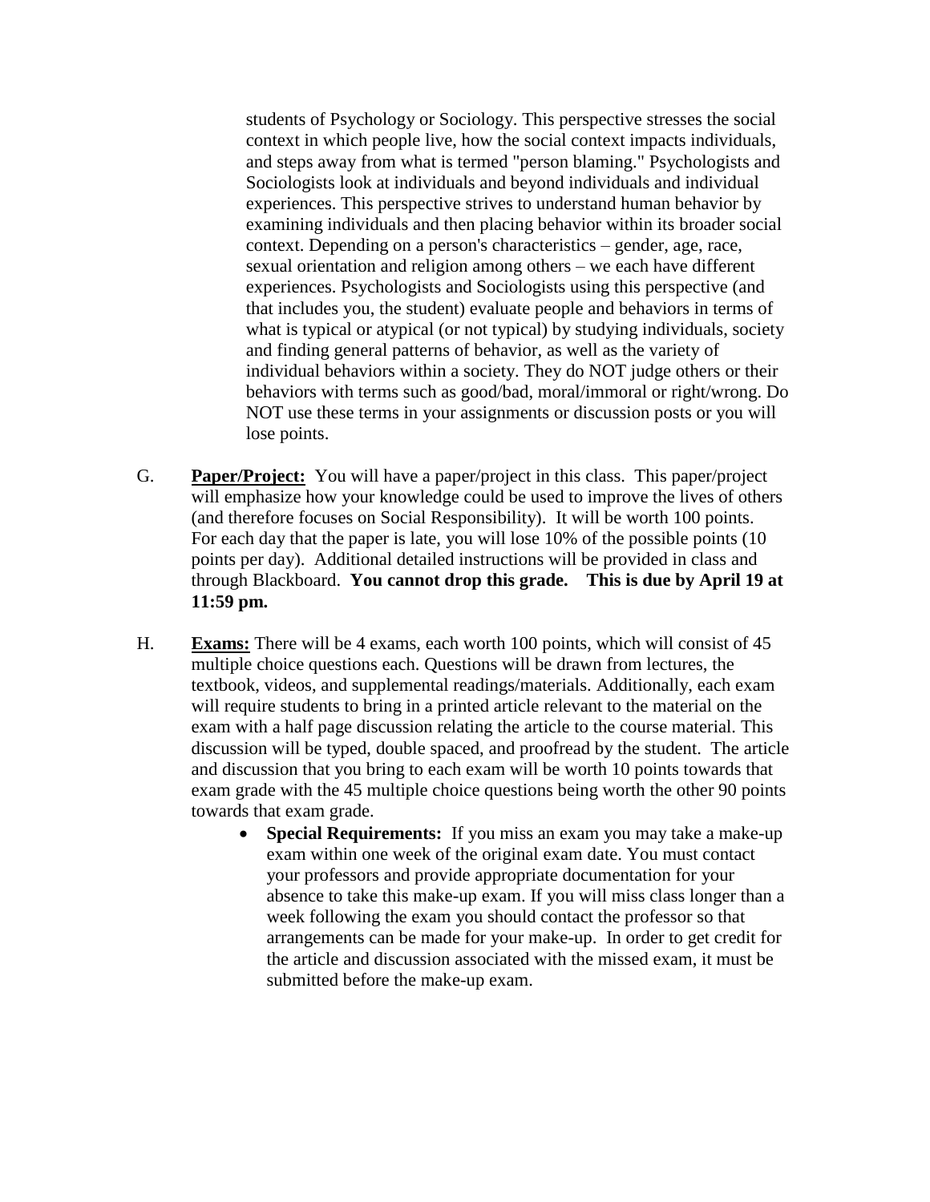students of Psychology or Sociology. This perspective stresses the social context in which people live, how the social context impacts individuals, and steps away from what is termed "person blaming." Psychologists and Sociologists look at individuals and beyond individuals and individual experiences. This perspective strives to understand human behavior by examining individuals and then placing behavior within its broader social context. Depending on a person's characteristics – gender, age, race, sexual orientation and religion among others – we each have different experiences. Psychologists and Sociologists using this perspective (and that includes you, the student) evaluate people and behaviors in terms of what is typical or atypical (or not typical) by studying individuals, society and finding general patterns of behavior, as well as the variety of individual behaviors within a society. They do NOT judge others or their behaviors with terms such as good/bad, moral/immoral or right/wrong. Do NOT use these terms in your assignments or discussion posts or you will lose points.

G. **Paper/Project:** You will have a paper/project in this class. This paper/project will emphasize how your knowledge could be used to improve the lives of others (and therefore focuses on Social Responsibility). It will be worth 100 points. For each day that the paper is late, you will lose 10% of the possible points (10 points per day). Additional detailed instructions will be provided in class and through Blackboard. **You cannot drop this grade. This is due by April 19 at 11:59 pm.**

H. **Exams:** There will be 4 exams, each worth 100 points, which will consist of 45 multiple choice questions each. Questions will be drawn from lectures, the textbook, videos, and supplemental readings/materials. Additionally, each exam will require students to bring in a printed article relevant to the material on the exam with a half page discussion relating the article to the course material. This discussion will be typed, double spaced, and proofread by the student. The article and discussion that you bring to each exam will be worth 10 points towards that exam grade with the 45 multiple choice questions being worth the other 90 points towards that exam grade.

- **Special Requirements:** If you miss an exam you may take a make-up exam within one week of the original exam date. You must contact your professors and provide appropriate documentation for your absence to take this make-up exam. If you will miss class longer than a week following the exam you should contact the professor so that arrangements can be made for your make-up. In order to get credit for the article and discussion associated with the missed exam, it must be submitted before the make-up exam.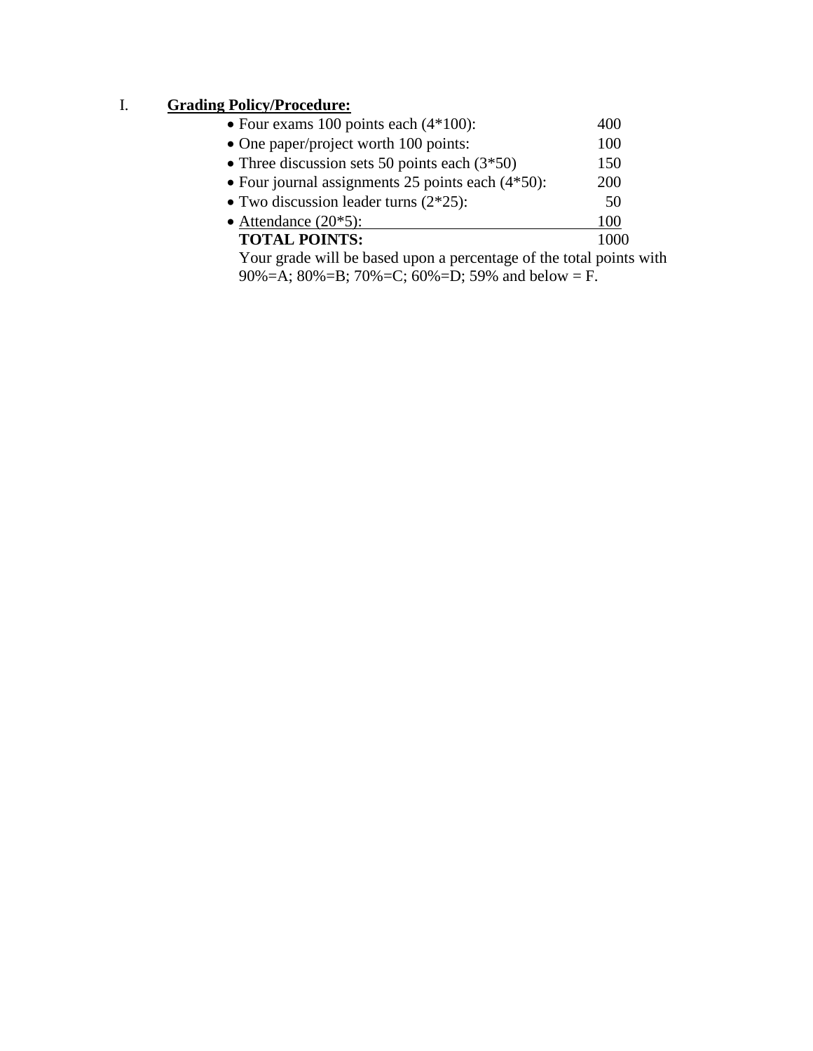I. **<u>Grading Policy/Procedure:</u>**

- Four exams 100 points each (4*100): 400
- One paper/project worth 100 points: 100
- Three discussion sets 50 points each (3*50) 150
- Four journal assignments 25 points each (4*50): 200
- Two discussion leader turns (2*25): 50
- <u>Attendance (20*5): 100</u>

**TOTAL POINTS:** 1000

Your grade will be based upon a percentage of the total points with 90%=A; 80%=B; 70%=C; 60%=D; 59% and below = F.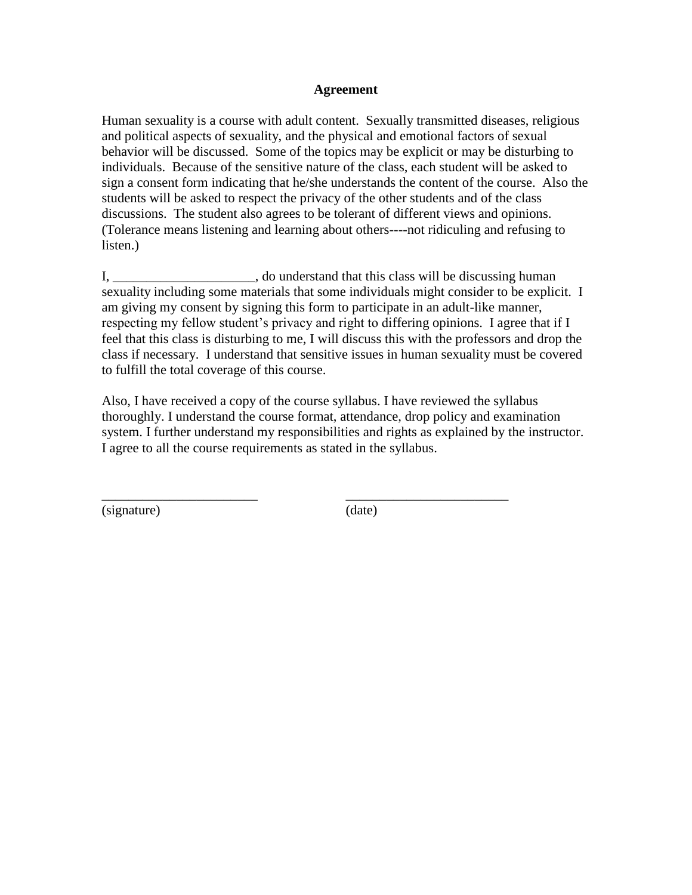**Agreement**

Human sexuality is a course with adult content. Sexually transmitted diseases, religious and political aspects of sexuality, and the physical and emotional factors of sexual behavior will be discussed. Some of the topics may be explicit or may be disturbing to individuals. Because of the sensitive nature of the class, each student will be asked to sign a consent form indicating that he/she understands the content of the course. Also the students will be asked to respect the privacy of the other students and of the class discussions. The student also agrees to be tolerant of different views and opinions. (Tolerance means listening and learning about others----not ridiculing and refusing to listen.)

I, _____________________, do understand that this class will be discussing human sexuality including some materials that some individuals might consider to be explicit. I am giving my consent by signing this form to participate in an adult-like manner, respecting my fellow student's privacy and right to differing opinions. I agree that if I feel that this class is disturbing to me, I will discuss this with the professors and drop the class if necessary. I understand that sensitive issues in human sexuality must be covered to fulfill the total coverage of this course.

Also, I have received a copy of the course syllabus. I have reviewed the syllabus thoroughly. I understand the course format, attendance, drop policy and examination system. I further understand my responsibilities and rights as explained by the instructor. I agree to all the course requirements as stated in the syllabus.

_______________________ _______________________
(signature) (date)